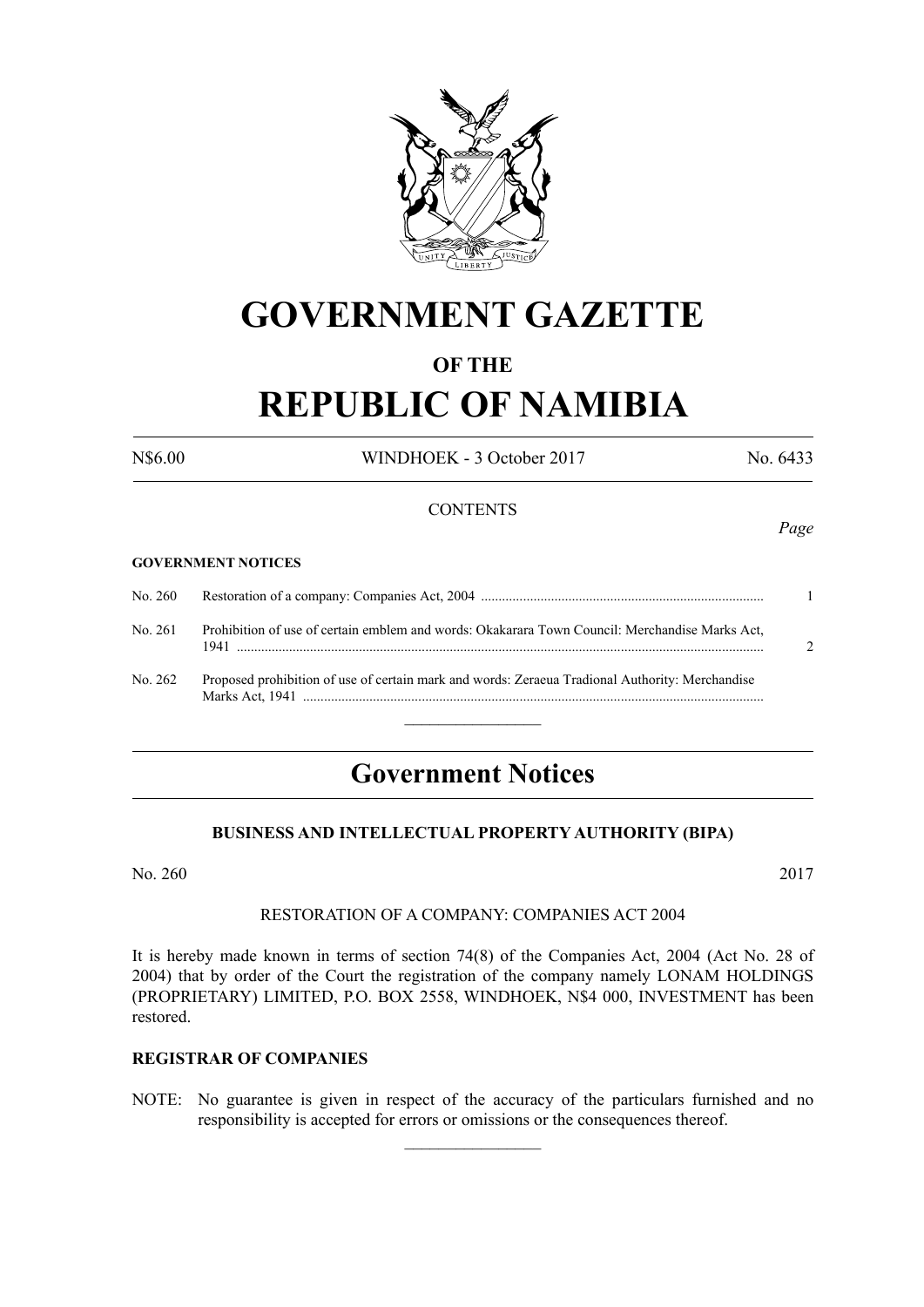# GOVERNMENT GAZETTE

## OF THE

# REPUBLIC OF NAMIBIA

N$6.00 WINDHOEK - 3 October 2017 No. 6433

CONTENTS

*Page*

**GOVERNMENT NOTICES**

| | | |
|---|---|---|
| No. 260 | Restoration of a company: Companies Act, 2004 | 1 |
| No. 261 | Prohibition of use of certain emblem and words: Okakarara Town Council: Merchandise Marks Act, 1941 | 2 |
| No. 262 | Proposed prohibition of use of certain mark and words: Zeraeua Tradional Authority: Merchandise Marks Act, 1941 | |

---

## Government Notices

### BUSINESS AND INTELLECTUAL PROPERTY AUTHORITY (BIPA)

No. 260 2017

RESTORATION OF A COMPANY: COMPANIES ACT 2004

It is hereby made known in terms of section 74(8) of the Companies Act, 2004 (Act No. 28 of 2004) that by order of the Court the registration of the company namely LONAM HOLDINGS (PROPRIETARY) LIMITED, P.O. BOX 2558, WINDHOEK, N$4 000, INVESTMENT has been restored.

**REGISTRAR OF COMPANIES**

NOTE: No guarantee is given in respect of the accuracy of the particulars furnished and no responsibility is accepted for errors or omissions or the consequences thereof.

---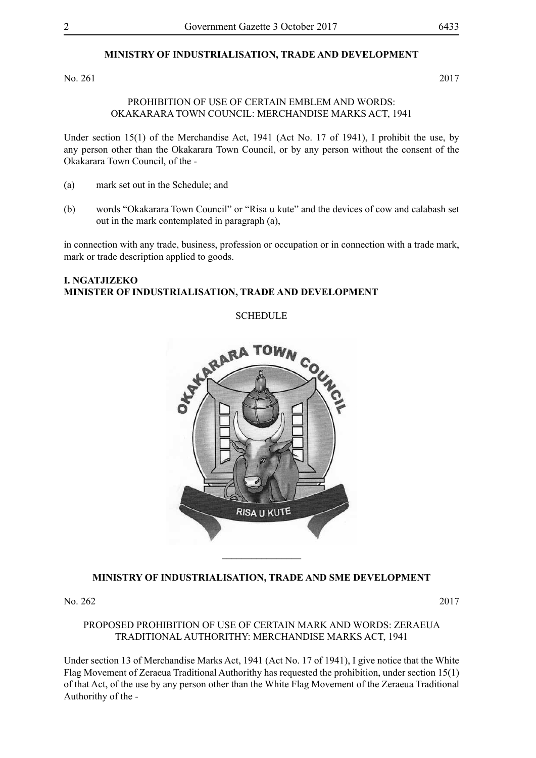**MINISTRY OF INDUSTRIALISATION, TRADE AND DEVELOPMENT**

No. 261 2017

PROHIBITION OF USE OF CERTAIN EMBLEM AND WORDS: OKAKARARA TOWN COUNCIL: MERCHANDISE MARKS ACT, 1941

Under section 15(1) of the Merchandise Act, 1941 (Act No. 17 of 1941), I prohibit the use, by any person other than the Okakarara Town Council, or by any person without the consent of the Okakarara Town Council, of the -

(a) mark set out in the Schedule; and

(b) words "Okakarara Town Council" or "Risa u kute" and the devices of cow and calabash set out in the mark contemplated in paragraph (a),

in connection with any trade, business, profession or occupation or in connection with a trade mark, mark or trade description applied to goods.

**I. NGATJIZEKO**
**MINISTER OF INDUSTRIALISATION, TRADE AND DEVELOPMENT**

SCHEDULE

OKAKARARA TOWN COUNCIL

RISA U KUTE

________________

**MINISTRY OF INDUSTRIALISATION, TRADE AND SME DEVELOPMENT**

No. 262 2017

PROPOSED PROHIBITION OF USE OF CERTAIN MARK AND WORDS: ZERAEUA TRADITIONAL AUTHORITHY: MERCHANDISE MARKS ACT, 1941

Under section 13 of Merchandise Marks Act, 1941 (Act No. 17 of 1941), I give notice that the White Flag Movement of Zeraeua Traditional Authorithy has requested the prohibition, under section 15(1) of that Act, of the use by any person other than the White Flag Movement of the Zeraeua Traditional Authorithy of the -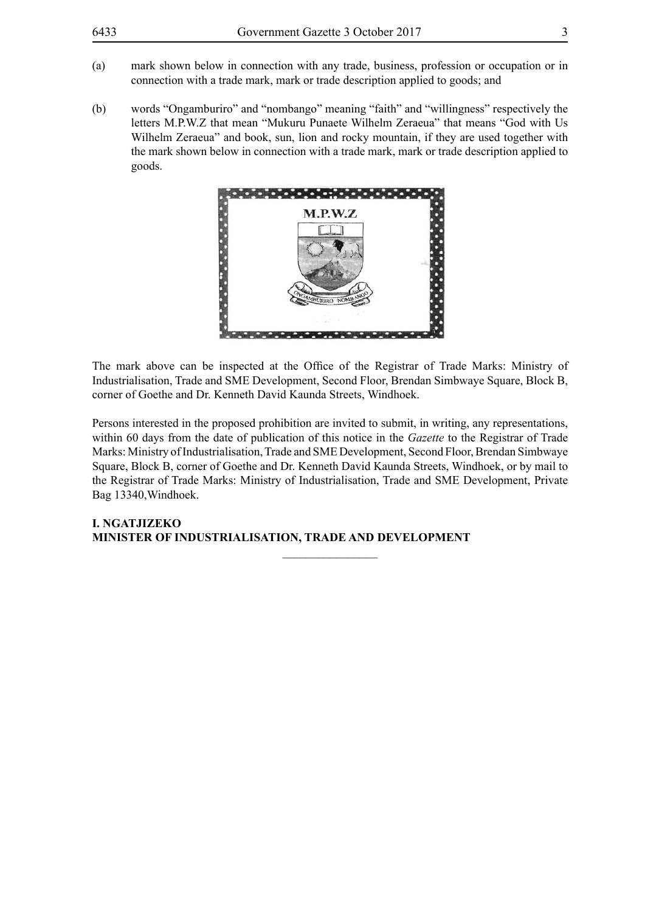(a) mark shown below in connection with any trade, business, profession or occupation or in connection with a trade mark, mark or trade description applied to goods; and

(b) words "Ongamburiro" and "nombango" meaning "faith" and "willingness" respectively the letters M.P.W.Z that mean "Mukuru Punaete Wilhelm Zeraeua" that means "God with Us Wilhelm Zeraeua" and book, sun, lion and rocky mountain, if they are used together with the mark shown below in connection with a trade mark, mark or trade description applied to goods.

The mark above can be inspected at the Office of the Registrar of Trade Marks: Ministry of Industrialisation, Trade and SME Development, Second Floor, Brendan Simbwaye Square, Block B, corner of Goethe and Dr. Kenneth David Kaunda Streets, Windhoek.

Persons interested in the proposed prohibition are invited to submit, in writing, any representations, within 60 days from the date of publication of this notice in the *Gazette* to the Registrar of Trade Marks: Ministry of Industrialisation, Trade and SME Development, Second Floor, Brendan Simbwaye Square, Block B, corner of Goethe and Dr. Kenneth David Kaunda Streets, Windhoek, or by mail to the Registrar of Trade Marks: Ministry of Industrialisation, Trade and SME Development, Private Bag 13340,Windhoek.

**I. NGATJIZEKO**
**MINISTER OF INDUSTRIALISATION, TRADE AND DEVELOPMENT**